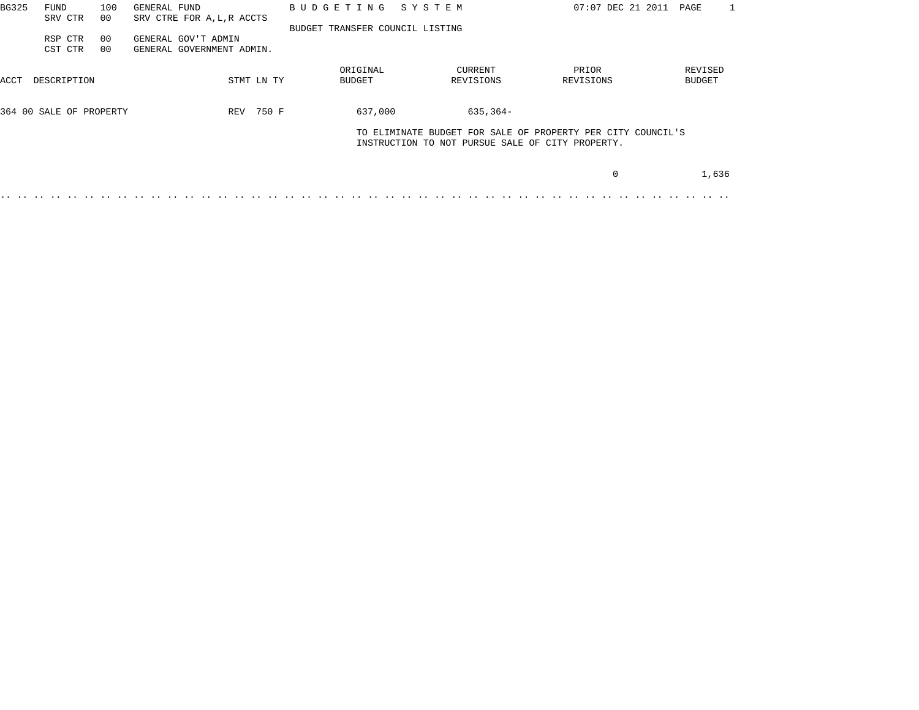BG325 FUND 100 GENERAL FUND

SRV CTR 00 SRV CTRE FOR A,L,R ACCTS

RSP CTR 00 GENERAL GOV'T ADMIN

CST CTR 00 GENERAL GOVERNMENT ADMIN.

B U D G E T I N G   S Y S T E M

BUDGET TRANSFER COUNCIL LISTING

07:07 DEC 21 2011

| ACCT | DESCRIPTION | STMT | LN | TY | ORIGINAL BUDGET | CURRENT REVISIONS | PRIOR REVISIONS | REVISED BUDGET |
|---|---|---|---|---|---|---|---|---|
| 364 00 | SALE OF PROPERTY | REV | 750 | F | 637,000 | 635,364- | | |
| | | | | | | | 0 | 1,636 |

TO ELIMINATE BUDGET FOR SALE OF PROPERTY PER CITY COUNCIL'S INSTRUCTION TO NOT PURSUE SALE OF CITY PROPERTY.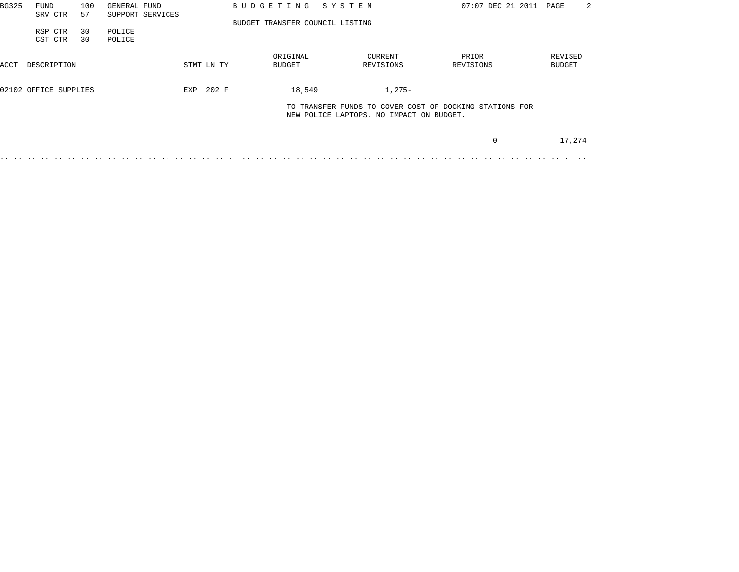BG325 FUND 100 GENERAL FUND
SRV CTR 57 SUPPORT SERVICES
RSP CTR 30 POLICE
CST CTR 30 POLICE

B U D G E T I N G   S Y S T E M

BUDGET TRANSFER COUNCIL LISTING

07:07 DEC 21 2011

| ACCT | DESCRIPTION | STMT | LN | TY | ORIGINAL BUDGET | CURRENT REVISIONS | PRIOR REVISIONS | REVISED BUDGET |
|---|---|---|---|---|---|---|---|---|
| 02102 | OFFICE SUPPLIES | EXP | 202 | F | 18,549 | 1,275- | | |
| | | | | | | | 0 | 17,274 |

TO TRANSFER FUNDS TO COVER COST OF DOCKING STATIONS FOR NEW POLICE LAPTOPS. NO IMPACT ON BUDGET.

.. .. .. .. .. .. .. .. .. .. .. .. .. .. .. .. .. .. .. .. .. .. .. .. .. .. .. .. .. .. .. .. .. .. .. .. .. .. .. .. .. .. ..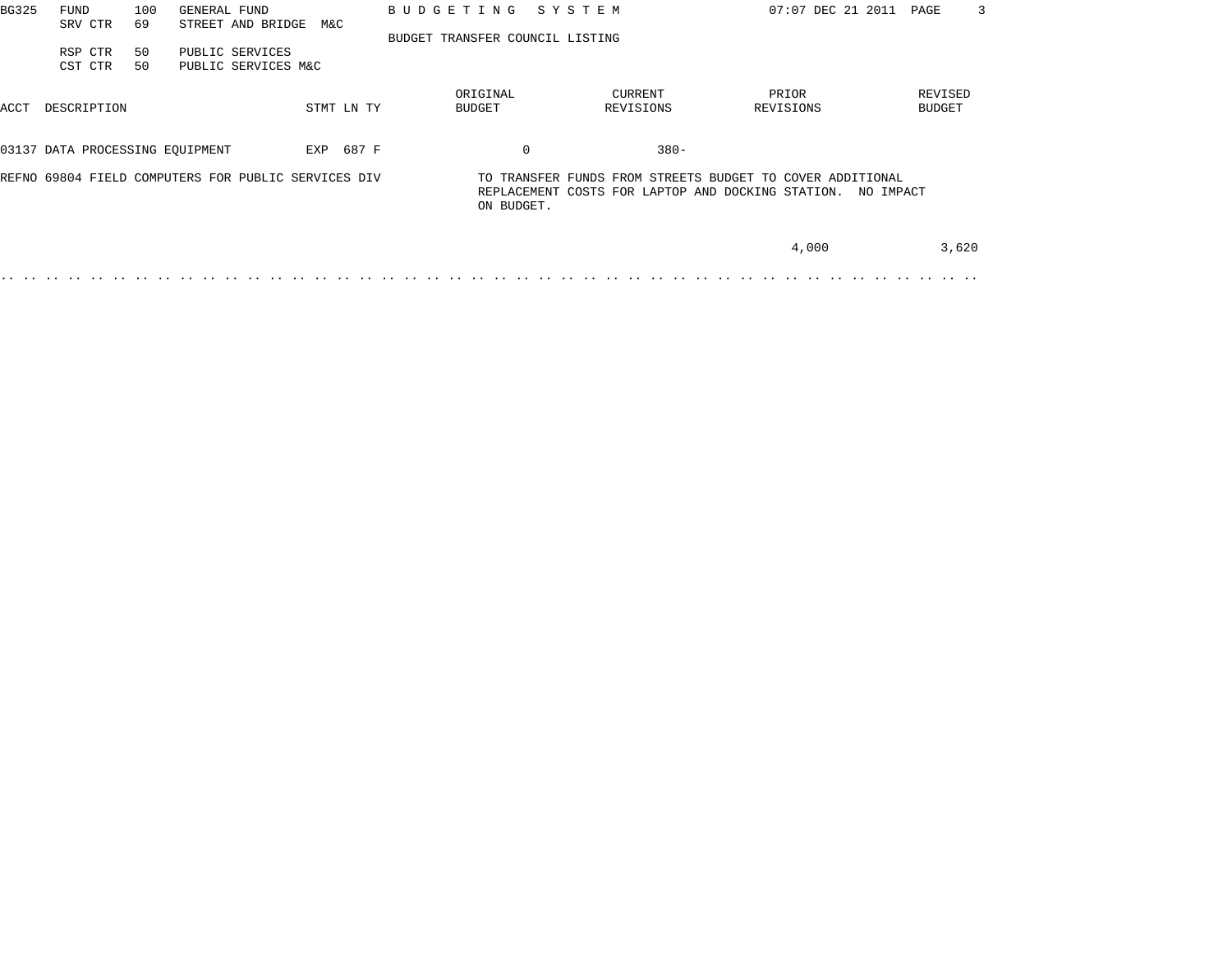BG325 FUND 100 GENERAL FUND — B U D G E T I N G   S Y S T E M — 07:07 DEC 21 2011

SRV CTR 69 STREET AND BRIDGE M&C

BUDGET TRANSFER COUNCIL LISTING

RSP CTR 50 PUBLIC SERVICES

CST CTR 50 PUBLIC SERVICES M&C

| ACCT | DESCRIPTION | STMT | LN | TY | ORIGINAL BUDGET | CURRENT REVISIONS | PRIOR REVISIONS | REVISED BUDGET |
|---|---|---|---|---|---|---|---|---|
| 03137 | DATA PROCESSING EQUIPMENT | EXP | 687 | F | 0 | 380- | 4,000 | 3,620 |

REFNO 69804 FIELD COMPUTERS FOR PUBLIC SERVICES DIV

TO TRANSFER FUNDS FROM STREETS BUDGET TO COVER ADDITIONAL REPLACEMENT COSTS FOR LAPTOP AND DOCKING STATION. NO IMPACT ON BUDGET.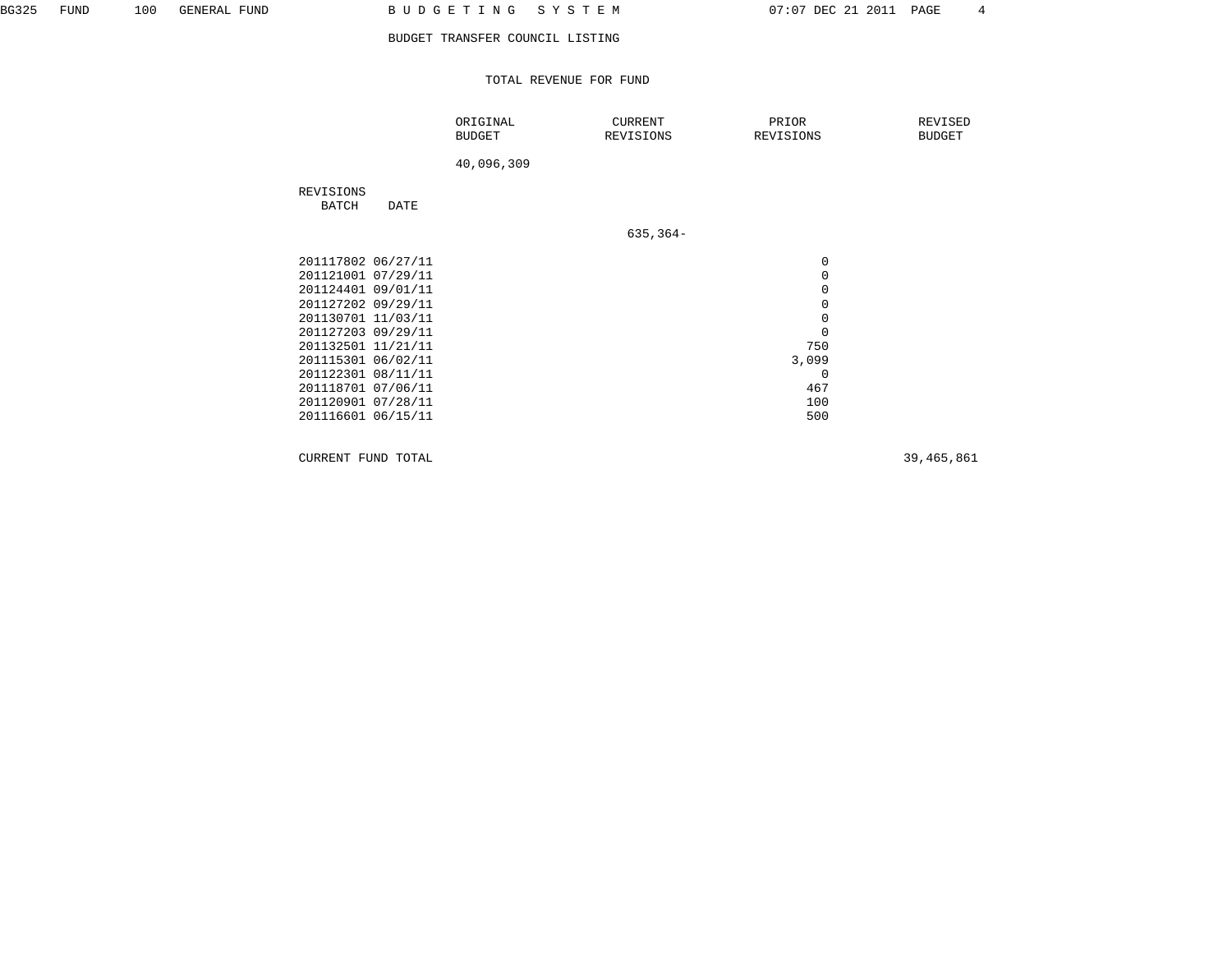BUDGET TRANSFER COUNCIL LISTING

TOTAL REVENUE FOR FUND

| | ORIGINAL BUDGET | CURRENT REVISIONS | PRIOR REVISIONS | REVISED BUDGET |
|---|---|---|---|---|
| | 40,096,309 | | | |
| **REVISIONS** BATCH DATE | | | | |
| | | 635,364- | | |
| 201117802 06/27/11 | | | 0 | |
| 201121001 07/29/11 | | | 0 | |
| 201124401 09/01/11 | | | 0 | |
| 201127202 09/29/11 | | | 0 | |
| 201130701 11/03/11 | | | 0 | |
| 201127203 09/29/11 | | | 0 | |
| 201132501 11/21/11 | | | 750 | |
| 201115301 06/02/11 | | | 3,099 | |
| 201122301 08/11/11 | | | 0 | |
| 201118701 07/06/11 | | | 467 | |
| 201120901 07/28/11 | | | 100 | |
| 201116601 06/15/11 | | | 500 | |
| CURRENT FUND TOTAL | | | | 39,465,861 |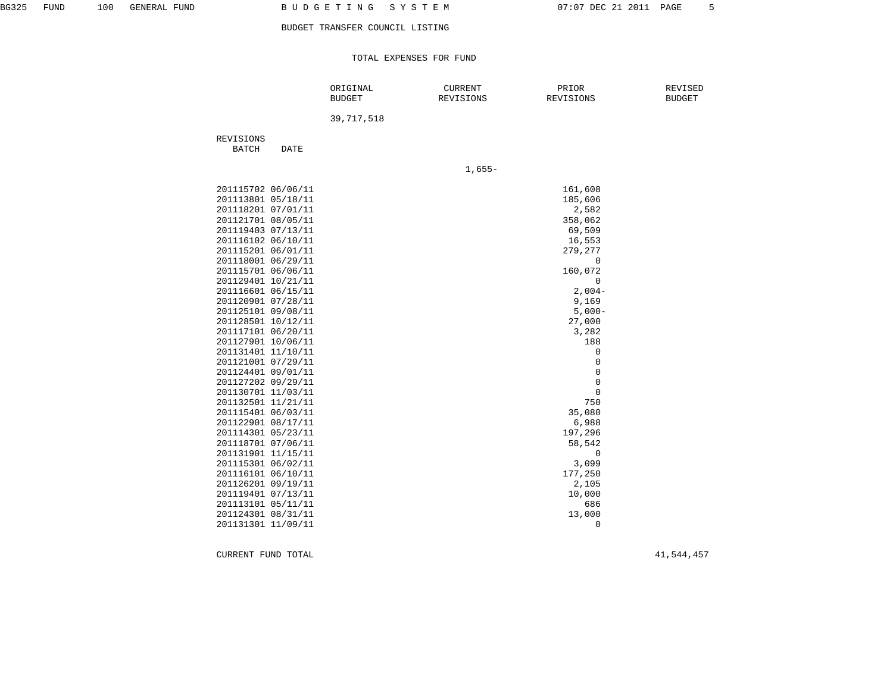BUDGET TRANSFER COUNCIL LISTING

TOTAL EXPENSES FOR FUND

| REVISIONS BATCH | DATE | ORIGINAL BUDGET | CURRENT REVISIONS | PRIOR REVISIONS | REVISED BUDGET |
|---|---|---|---|---|---|
| | | 39,717,518 | | | |
| | | | 1,655- | | |
| 201115702 | 06/06/11 | | | 161,608 | |
| 201113801 | 05/18/11 | | | 185,606 | |
| 201118201 | 07/01/11 | | | 2,582 | |
| 201121701 | 08/05/11 | | | 358,062 | |
| 201119403 | 07/13/11 | | | 69,509 | |
| 201116102 | 06/10/11 | | | 16,553 | |
| 201115201 | 06/01/11 | | | 279,277 | |
| 201118001 | 06/29/11 | | | 0 | |
| 201115701 | 06/06/11 | | | 160,072 | |
| 201129401 | 10/21/11 | | | 0 | |
| 201116601 | 06/15/11 | | | 2,004- | |
| 201120901 | 07/28/11 | | | 9,169 | |
| 201125101 | 09/08/11 | | | 5,000- | |
| 201128501 | 10/12/11 | | | 27,000 | |
| 201117101 | 06/20/11 | | | 3,282 | |
| 201127901 | 10/06/11 | | | 188 | |
| 201131401 | 11/10/11 | | | 0 | |
| 201121001 | 07/29/11 | | | 0 | |
| 201124401 | 09/01/11 | | | 0 | |
| 201127202 | 09/29/11 | | | 0 | |
| 201130701 | 11/03/11 | | | 0 | |
| 201132501 | 11/21/11 | | | 750 | |
| 201115401 | 06/03/11 | | | 35,080 | |
| 201122901 | 08/17/11 | | | 6,988 | |
| 201114301 | 05/23/11 | | | 197,296 | |
| 201118701 | 07/06/11 | | | 58,542 | |
| 201131901 | 11/15/11 | | | 0 | |
| 201115301 | 06/02/11 | | | 3,099 | |
| 201116101 | 06/10/11 | | | 177,250 | |
| 201126201 | 09/19/11 | | | 2,105 | |
| 201119401 | 07/13/11 | | | 10,000 | |
| 201113101 | 05/11/11 | | | 686 | |
| 201124301 | 08/31/11 | | | 13,000 | |
| 201131301 | 11/09/11 | | | 0 | |
| CURRENT FUND TOTAL | | | | | 41,544,457 |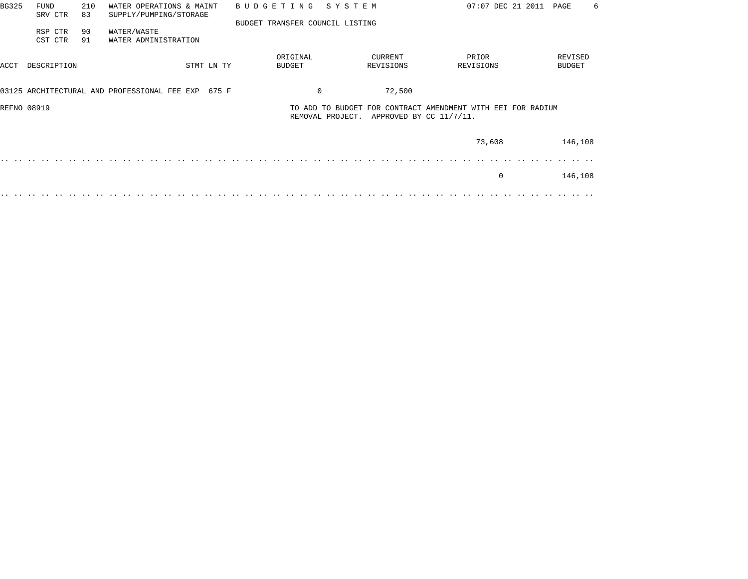BG325 FUND 210 WATER OPERATIONS & MAINT — B U D G E T I N G   S Y S T E M — 07:07 DEC 21 2011

SRV CTR 83 SUPPLY/PUMPING/STORAGE

BUDGET TRANSFER COUNCIL LISTING

RSP CTR 90 WATER/WASTE

CST CTR 91 WATER ADMINISTRATION

| ACCT | DESCRIPTION | STMT LN TY | ORIGINAL BUDGET | CURRENT REVISIONS | PRIOR REVISIONS | REVISED BUDGET |
|---|---|---|---|---|---|---|
| 03125 | ARCHITECTURAL AND PROFESSIONAL FEE EXP | 675 F | 0 | 72,500 | | |
| REFNO 08919 | | | TO ADD TO BUDGET FOR CONTRACT AMENDMENT WITH EEI FOR RADIUM REMOVAL PROJECT. APPROVED BY CC 11/7/11. | | | |
| | | | | | 73,608 | 146,108 |
| | | | | | 0 | 146,108 |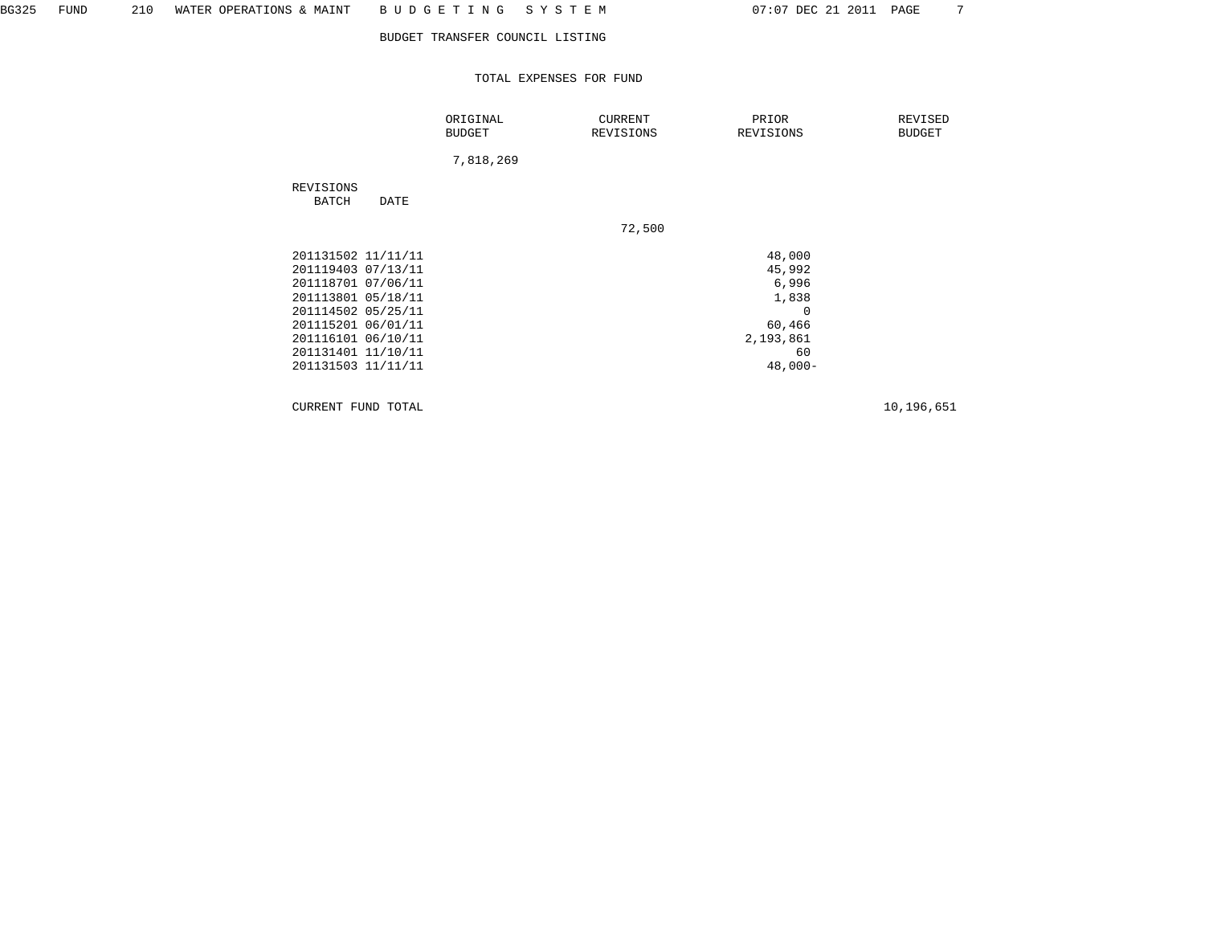BG325 FUND 210 WATER OPERATIONS & MAINT B U D G E T I N G S Y S T E M 07:07 DEC 21 2011

BUDGET TRANSFER COUNCIL LISTING

TOTAL EXPENSES FOR FUND

| | ORIGINAL BUDGET | CURRENT REVISIONS | PRIOR REVISIONS | REVISED BUDGET |
|---|---|---|---|---|
| | 7,818,269 | | | |
| REVISIONS BATCH DATE | | | | |
| | | 72,500 | | |
| 201131502 11/11/11 | | | 48,000 | |
| 201119403 07/13/11 | | | 45,992 | |
| 201118701 07/06/11 | | | 6,996 | |
| 201113801 05/18/11 | | | 1,838 | |
| 201114502 05/25/11 | | | 0 | |
| 201115201 06/01/11 | | | 60,466 | |
| 201116101 06/10/11 | | | 2,193,861 | |
| 201131401 11/10/11 | | | 60 | |
| 201131503 11/11/11 | | | 48,000- | |
| CURRENT FUND TOTAL | | | | 10,196,651 |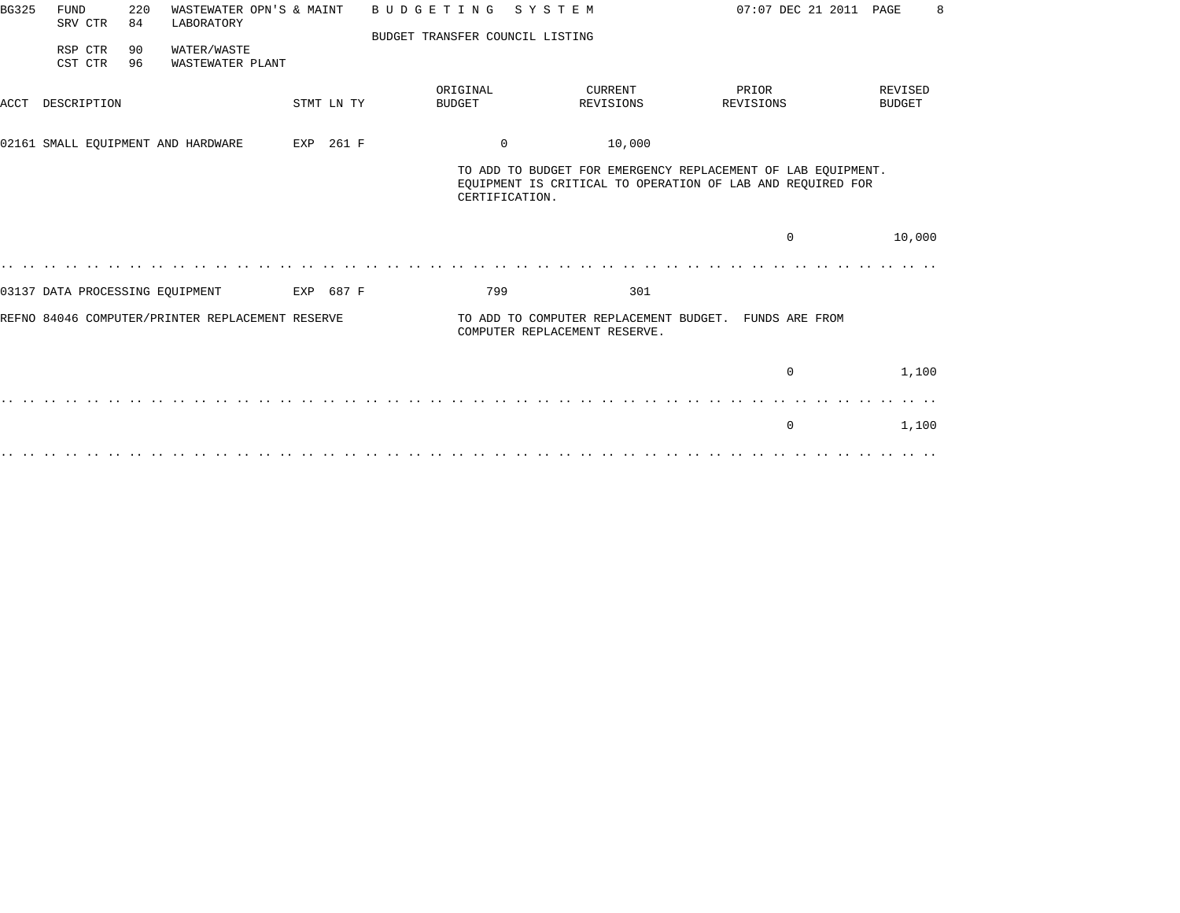BG325 FUND 220 WASTEWATER OPN'S & MAINT — B U D G E T I N G S Y S T E M — 07:07 DEC 21 2011

SRV CTR 84 LABORATORY

BUDGET TRANSFER COUNCIL LISTING

RSP CTR 90 WATER/WASTE

CST CTR 96 WASTEWATER PLANT

| ACCT | DESCRIPTION | STMT LN TY | ORIGINAL BUDGET | CURRENT REVISIONS | PRIOR REVISIONS | REVISED BUDGET |
|---|---|---|---|---|---|---|
| 02161 | SMALL EQUIPMENT AND HARDWARE | EXP 261 F | 0 | 10,000 | | |
| | | | TO ADD TO BUDGET FOR EMERGENCY REPLACEMENT OF LAB EQUIPMENT. EQUIPMENT IS CRITICAL TO OPERATION OF LAB AND REQUIRED FOR CERTIFICATION. | | | |
| | | | | | 0 | 10,000 |
| 03137 | DATA PROCESSING EQUIPMENT | EXP 687 F | 799 | 301 | | |
| REFNO 84046 | COMPUTER/PRINTER REPLACEMENT RESERVE | | TO ADD TO COMPUTER REPLACEMENT BUDGET. FUNDS ARE FROM COMPUTER REPLACEMENT RESERVE. | | | |
| | | | | | 0 | 1,100 |
| | | | | | 0 | 1,100 |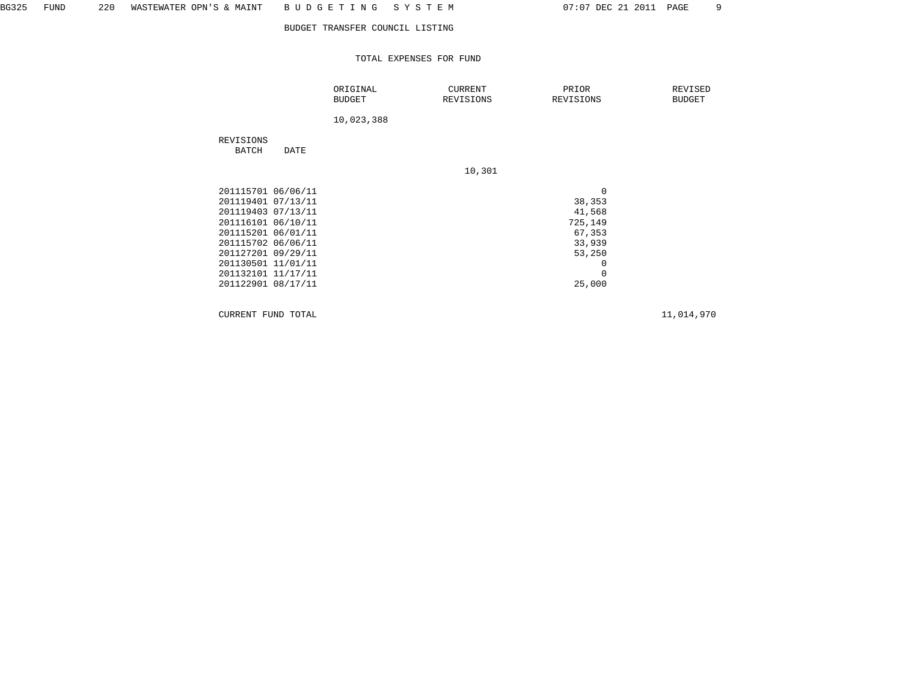BG325 FUND 220 WASTEWATER OPN'S & MAINT B U D G E T I N G S Y S T E M 07:07 DEC 21 2011

BUDGET TRANSFER COUNCIL LISTING

TOTAL EXPENSES FOR FUND

| REVISIONS BATCH | DATE | ORIGINAL BUDGET | CURRENT REVISIONS | PRIOR REVISIONS | REVISED BUDGET |
|---|---|---|---|---|---|
| | | 10,023,388 | | | |
| | | | 10,301 | | |
| 201115701 | 06/06/11 | | | 0 | |
| 201119401 | 07/13/11 | | | 38,353 | |
| 201119403 | 07/13/11 | | | 41,568 | |
| 201116101 | 06/10/11 | | | 725,149 | |
| 201115201 | 06/01/11 | | | 67,353 | |
| 201115702 | 06/06/11 | | | 33,939 | |
| 201127201 | 09/29/11 | | | 53,250 | |
| 201130501 | 11/01/11 | | | 0 | |
| 201132101 | 11/17/11 | | | 0 | |
| 201122901 | 08/17/11 | | | 25,000 | |
| CURRENT FUND TOTAL | | | | | 11,014,970 |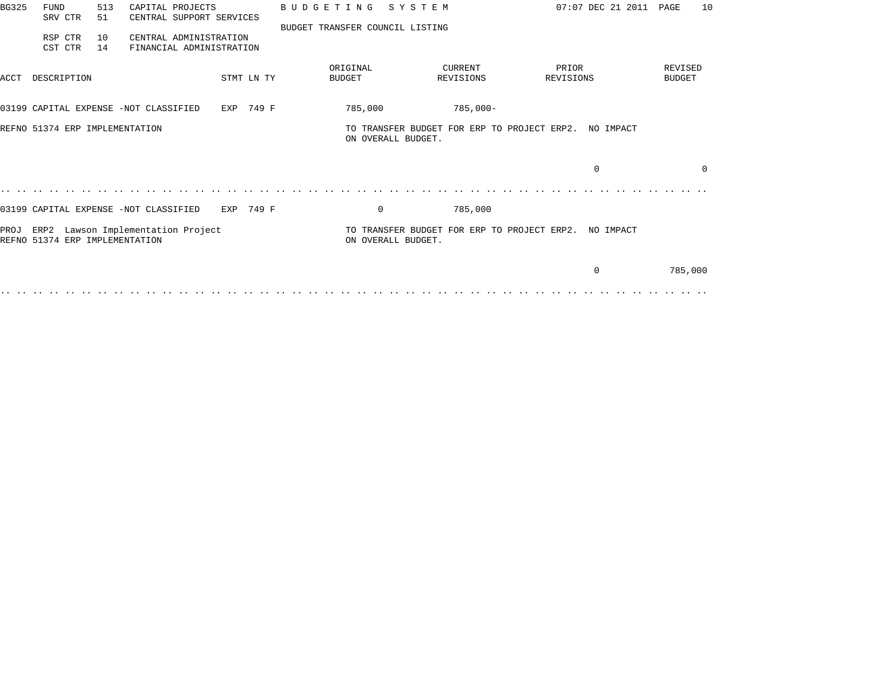BG325 FUND 513 CAPITAL PROJECTS — B U D G E T I N G S Y S T E M — 07:07 DEC 21 2011 PAGE 10

SRV CTR 51 CENTRAL SUPPORT SERVICES

BUDGET TRANSFER COUNCIL LISTING

RSP CTR 10 CENTRAL ADMINISTRATION

CST CTR 14 FINANCIAL ADMINISTRATION

| ACCT | DESCRIPTION | STMT LN TY | ORIGINAL BUDGET | CURRENT REVISIONS | PRIOR REVISIONS | REVISED BUDGET |
|---|---|---|---|---|---|---|
| 03199 | CAPITAL EXPENSE -NOT CLASSIFIED | EXP 749 F | 785,000 | 785,000- | | |
| REFNO 51374 ERP IMPLEMENTATION | | | TO TRANSFER BUDGET FOR ERP TO PROJECT ERP2. NO IMPACT ON OVERALL BUDGET. | | | |
| | | | | | 0 | 0 |
| 03199 | CAPITAL EXPENSE -NOT CLASSIFIED | EXP 749 F | 0 | 785,000 | | |
| PROJ ERP2 Lawson Implementation Project<br>REFNO 51374 ERP IMPLEMENTATION | | | TO TRANSFER BUDGET FOR ERP TO PROJECT ERP2. NO IMPACT ON OVERALL BUDGET. | | | |
| | | | | | 0 | 785,000 |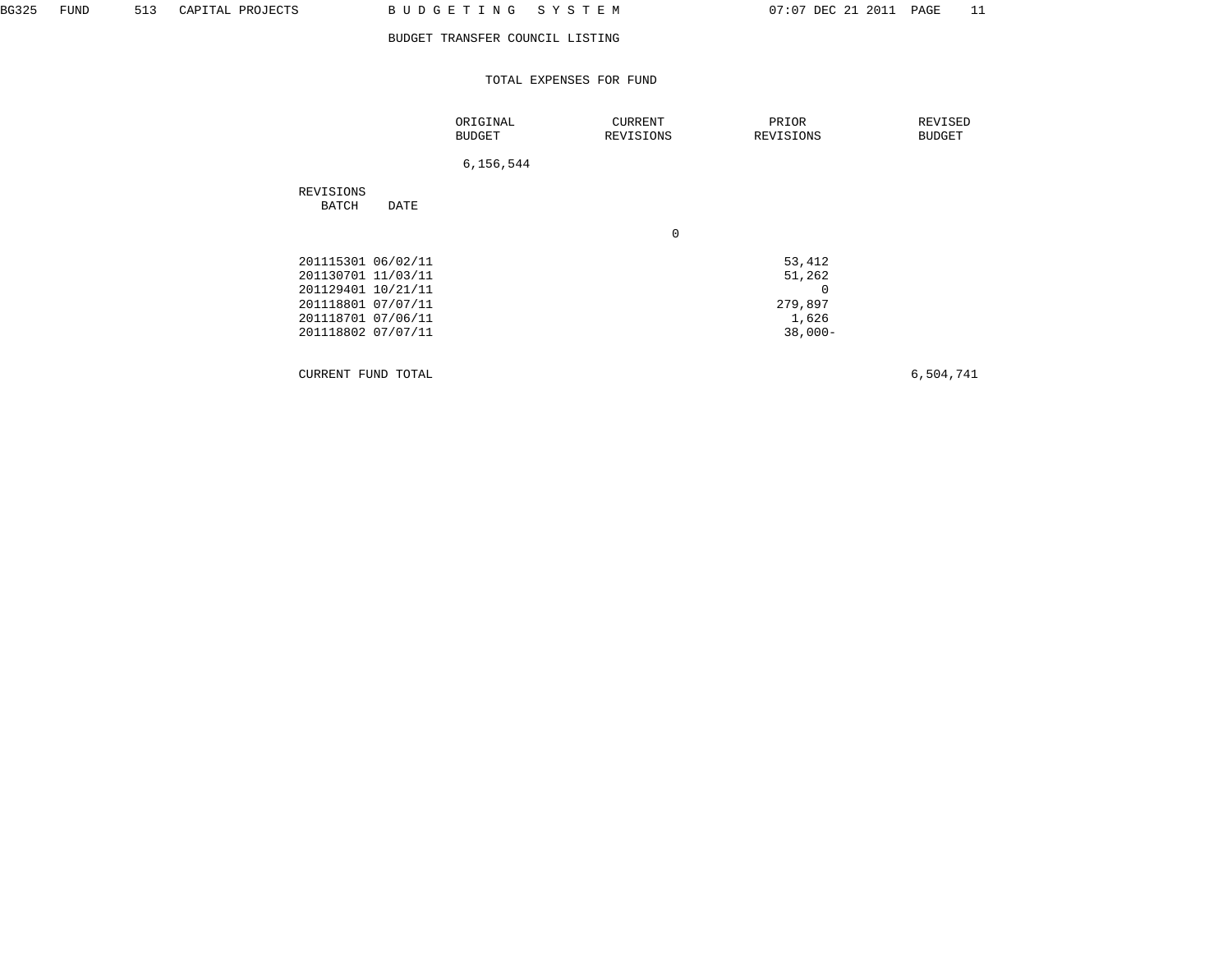BG325 FUND 513 CAPITAL PROJECTS

**B U D G E T I N G   S Y S T E M**

07:07 DEC 21 2011

BUDGET TRANSFER COUNCIL LISTING

TOTAL EXPENSES FOR FUND

| | ORIGINAL BUDGET | CURRENT REVISIONS | PRIOR REVISIONS | REVISED BUDGET |
|---|---|---|---|---|
| | 6,156,544 | | | |
| REVISIONS BATCH DATE | | | | |
| | | 0 | | |
| 201115301 06/02/11 | | | 53,412 | |
| 201130701 11/03/11 | | | 51,262 | |
| 201129401 10/21/11 | | | 0 | |
| 201118801 07/07/11 | | | 279,897 | |
| 201118701 07/06/11 | | | 1,626 | |
| 201118802 07/07/11 | | | 38,000- | |
| CURRENT FUND TOTAL | | | | 6,504,741 |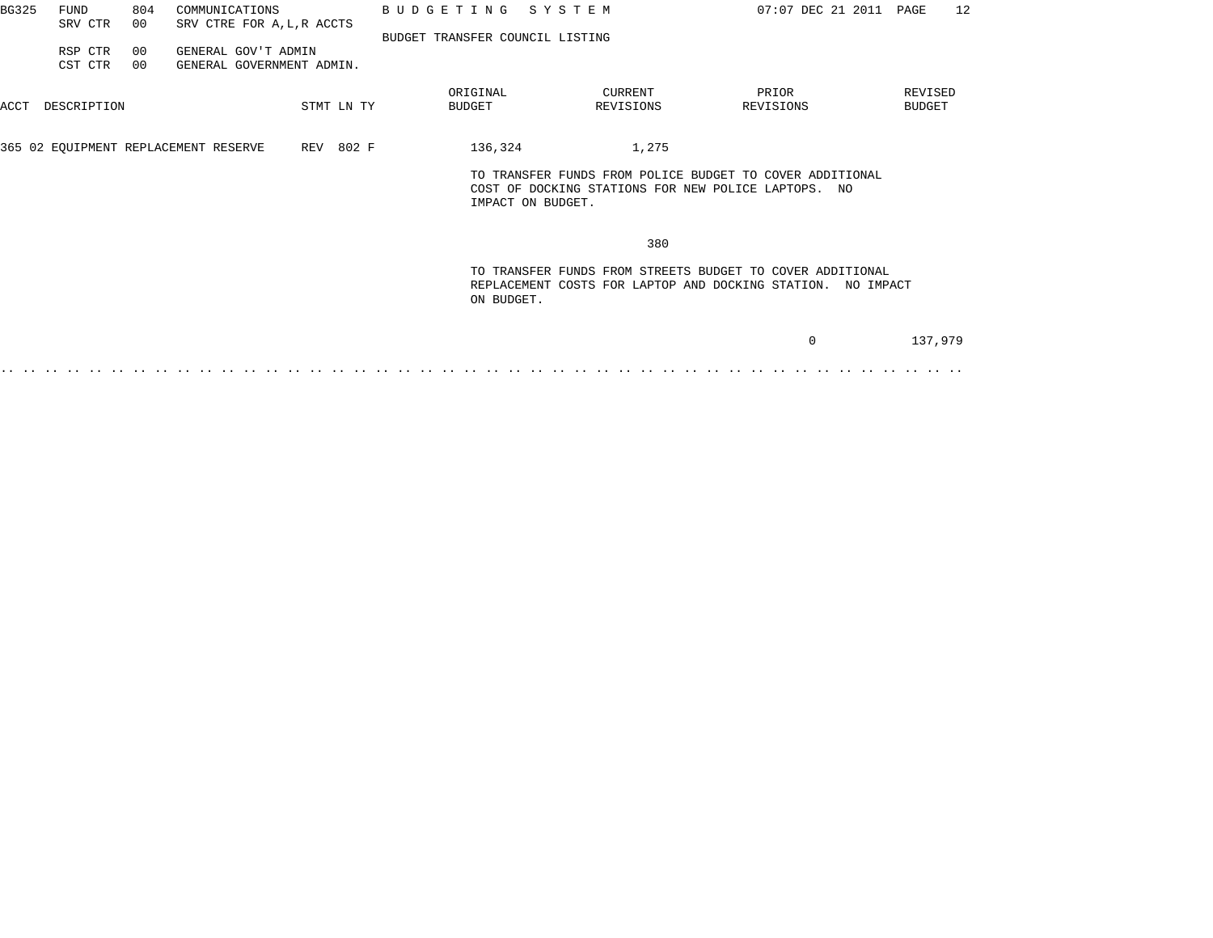BG325 FUND 804 COMMUNICATIONS
SRV CTR 00 SRV CTRE FOR A,L,R ACCTS

**B U D G E T I N G   S Y S T E M**

**BUDGET TRANSFER COUNCIL LISTING**

07:07 DEC 21 2011

RSP CTR 00 GENERAL GOV'T ADMIN
CST CTR 00 GENERAL GOVERNMENT ADMIN.

| ACCT | DESCRIPTION | STMT LN TY | ORIGINAL BUDGET | CURRENT REVISIONS | PRIOR REVISIONS | REVISED BUDGET |
|---|---|---|---|---|---|---|
| 365 02 | EQUIPMENT REPLACEMENT RESERVE | REV 802 F | 136,324 | 1,275 | | |
| | | | TO TRANSFER FUNDS FROM POLICE BUDGET TO COVER ADDITIONAL COST OF DOCKING STATIONS FOR NEW POLICE LAPTOPS. NO IMPACT ON BUDGET. | | | |
| | | | | 380 | | |
| | | | TO TRANSFER FUNDS FROM STREETS BUDGET TO COVER ADDITIONAL REPLACEMENT COSTS FOR LAPTOP AND DOCKING STATION. NO IMPACT ON BUDGET. | | | |
| | | | | | 0 | 137,979 |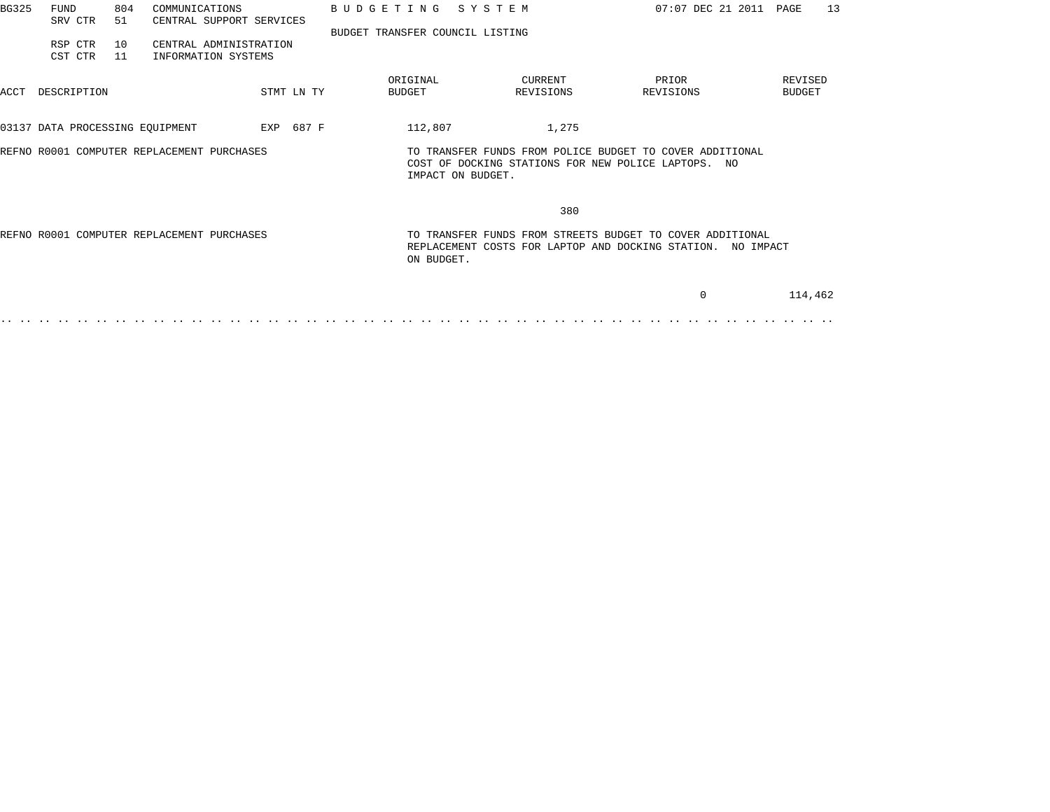BG325 FUND 804 COMMUNICATIONS — B U D G E T I N G   S Y S T E M — 07:07 DEC 21 2011

SRV CTR 51 CENTRAL SUPPORT SERVICES

BUDGET TRANSFER COUNCIL LISTING

RSP CTR 10 CENTRAL ADMINISTRATION

CST CTR 11 INFORMATION SYSTEMS

| ACCT | DESCRIPTION | STMT | LN | TY | ORIGINAL BUDGET | CURRENT REVISIONS | PRIOR REVISIONS | REVISED BUDGET |
|---|---|---|---|---|---|---|---|---|
| 03137 | DATA PROCESSING EQUIPMENT | EXP | 687 | F | 112,807 | 1,275 | | |

REFNO R0001 COMPUTER REPLACEMENT PURCHASES — TO TRANSFER FUNDS FROM POLICE BUDGET TO COVER ADDITIONAL COST OF DOCKING STATIONS FOR NEW POLICE LAPTOPS. NO IMPACT ON BUDGET.

| | | | | | ORIGINAL BUDGET | CURRENT REVISIONS | PRIOR REVISIONS | REVISED BUDGET |
|---|---|---|---|---|---|---|---|---|
| | | | | | | 380 | | |

REFNO R0001 COMPUTER REPLACEMENT PURCHASES — TO TRANSFER FUNDS FROM STREETS BUDGET TO COVER ADDITIONAL REPLACEMENT COSTS FOR LAPTOP AND DOCKING STATION. NO IMPACT ON BUDGET.

| | | | | | ORIGINAL BUDGET | CURRENT REVISIONS | PRIOR REVISIONS | REVISED BUDGET |
|---|---|---|---|---|---|---|---|---|
| | | | | | | | 0 | 114,462 |

.. .. .. .. .. .. .. .. .. .. .. .. .. .. .. .. .. .. .. .. .. .. .. .. .. .. .. .. .. .. .. .. .. .. .. .. .. .. .. .. .. .. ..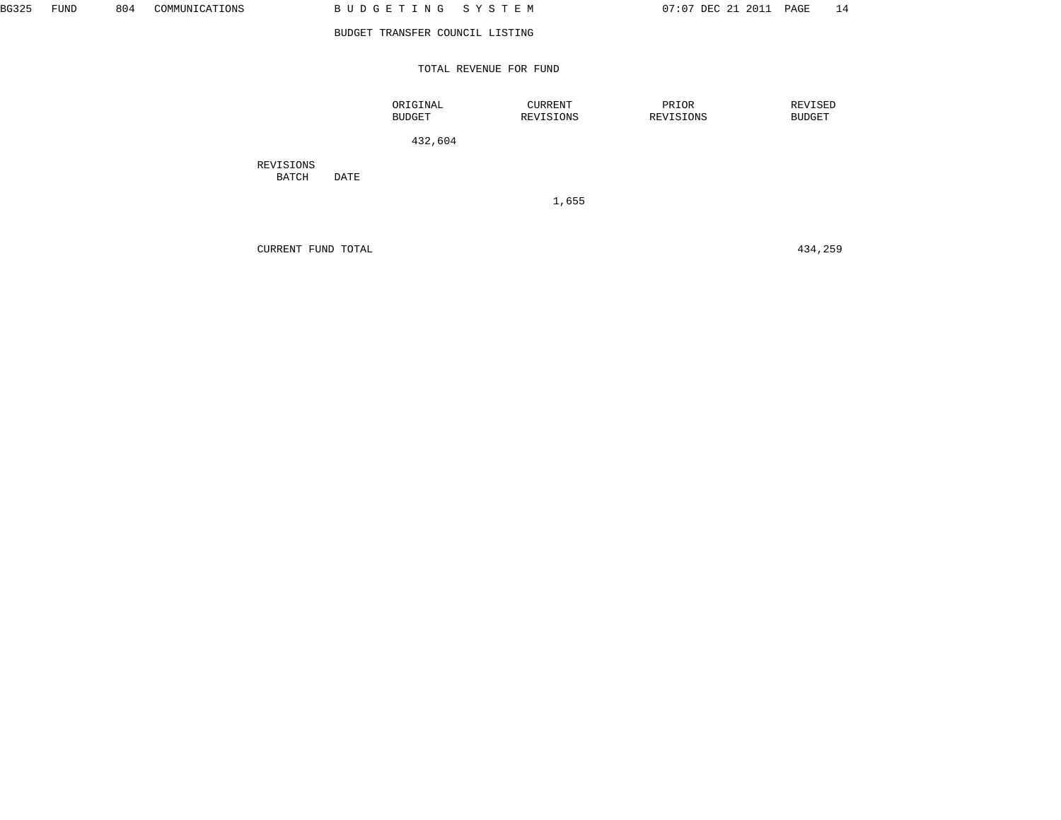BG325 FUND 804 COMMUNICATIONS

# B U D G E T I N G   S Y S T E M

## BUDGET TRANSFER COUNCIL LISTING

### TOTAL REVENUE FOR FUND

| | ORIGINAL BUDGET | CURRENT REVISIONS | PRIOR REVISIONS | REVISED BUDGET |
|---|---|---|---|---|
| | 432,604 | | | |
| REVISIONS BATCH DATE | | | | |
| | | 1,655 | | |
| CURRENT FUND TOTAL | | | | 434,259 |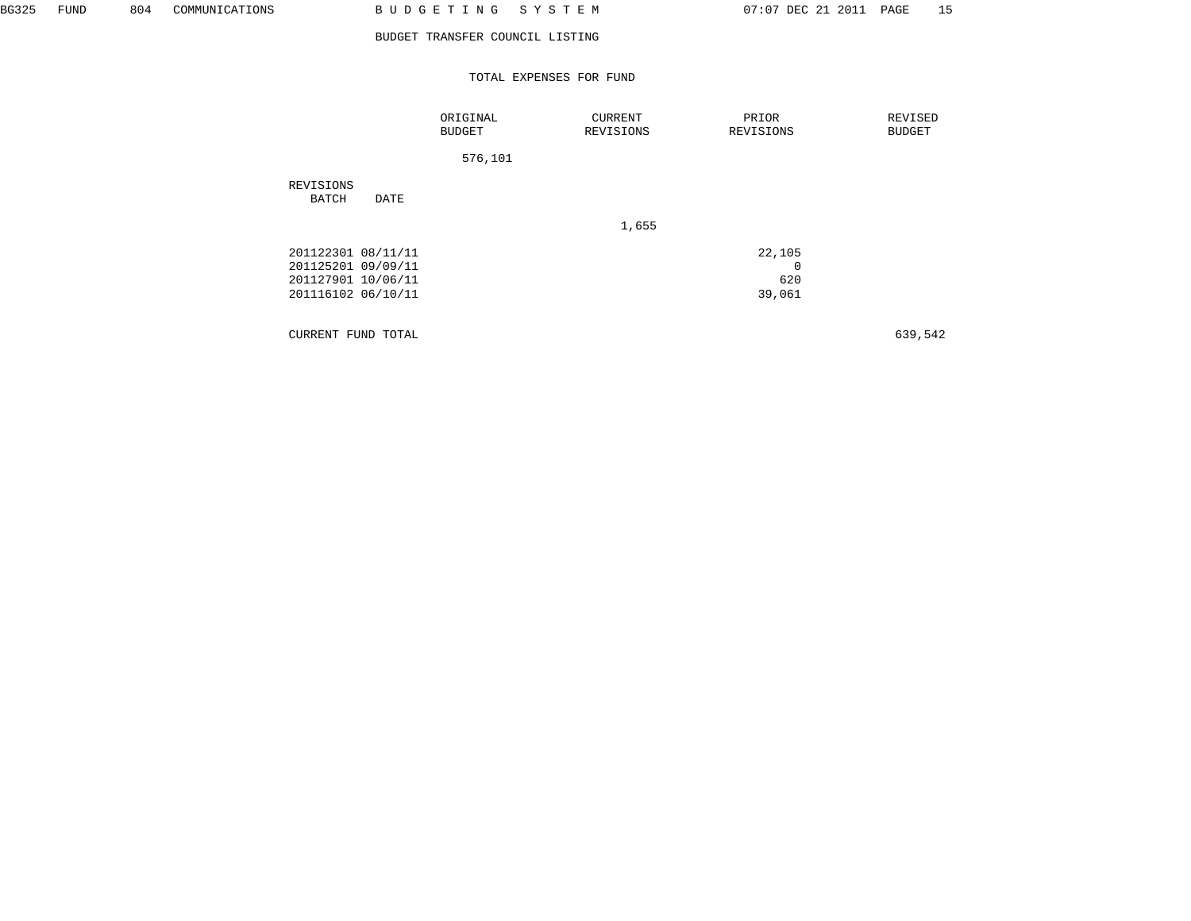BG325 FUND 804 COMMUNICATIONS — B U D G E T I N G   S Y S T E M

BUDGET TRANSFER COUNCIL LISTING

TOTAL EXPENSES FOR FUND

| | ORIGINAL BUDGET | CURRENT REVISIONS | PRIOR REVISIONS | REVISED BUDGET |
|---|---|---|---|---|
| | 576,101 | | | |
| **REVISIONS** BATCH DATE | | | | |
| | | 1,655 | | |
| 201122301 08/11/11 | | | 22,105 | |
| 201125201 09/09/11 | | | 0 | |
| 201127901 10/06/11 | | | 620 | |
| 201116102 06/10/11 | | | 39,061 | |
| CURRENT FUND TOTAL | | | | 639,542 |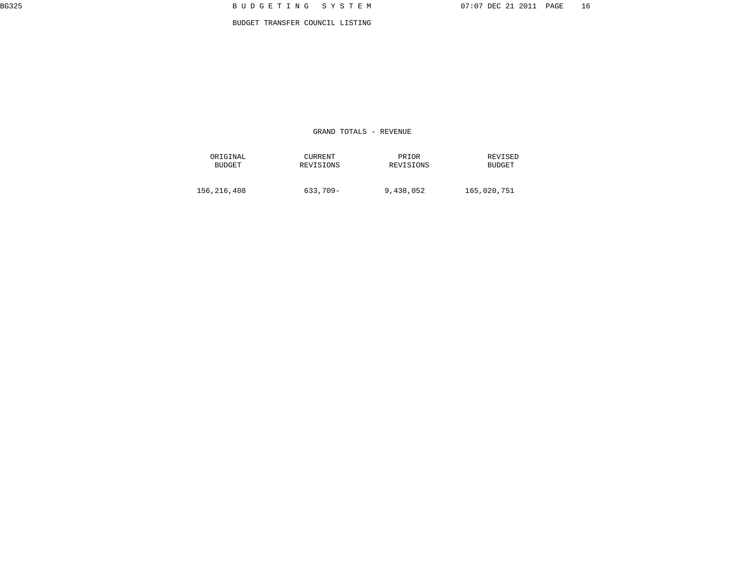# GRAND TOTALS - REVENUE

| ORIGINAL BUDGET | CURRENT REVISIONS | PRIOR REVISIONS | REVISED BUDGET |
|---|---|---|---|
| 156,216,408 | 633,709- | 9,438,052 | 165,020,751 |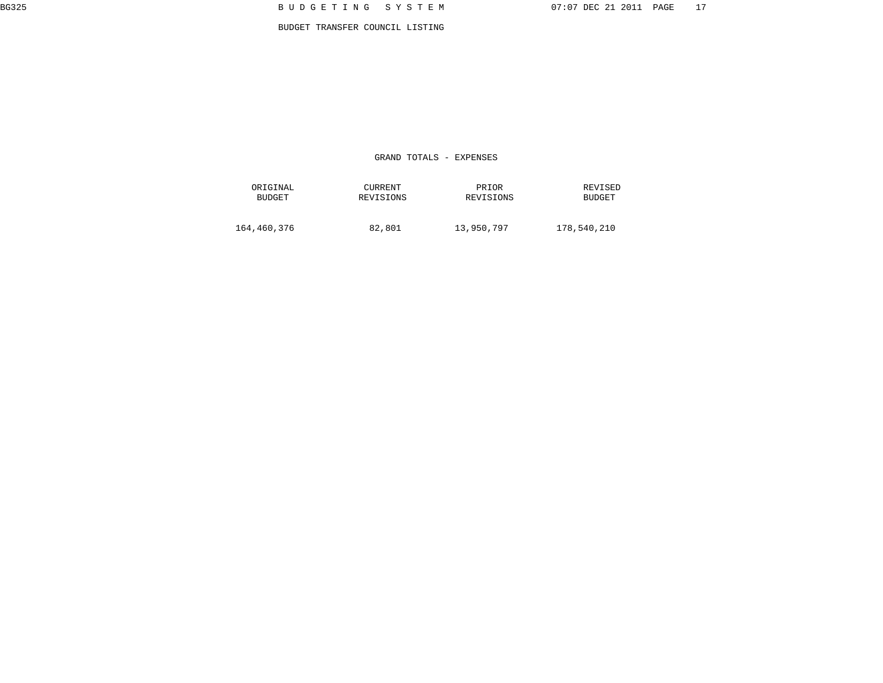BUDGET TRANSFER COUNCIL LISTING

## GRAND TOTALS - EXPENSES

| ORIGINAL BUDGET | CURRENT REVISIONS | PRIOR REVISIONS | REVISED BUDGET |
|---|---|---|---|
| 164,460,376 | 82,801 | 13,950,797 | 178,540,210 |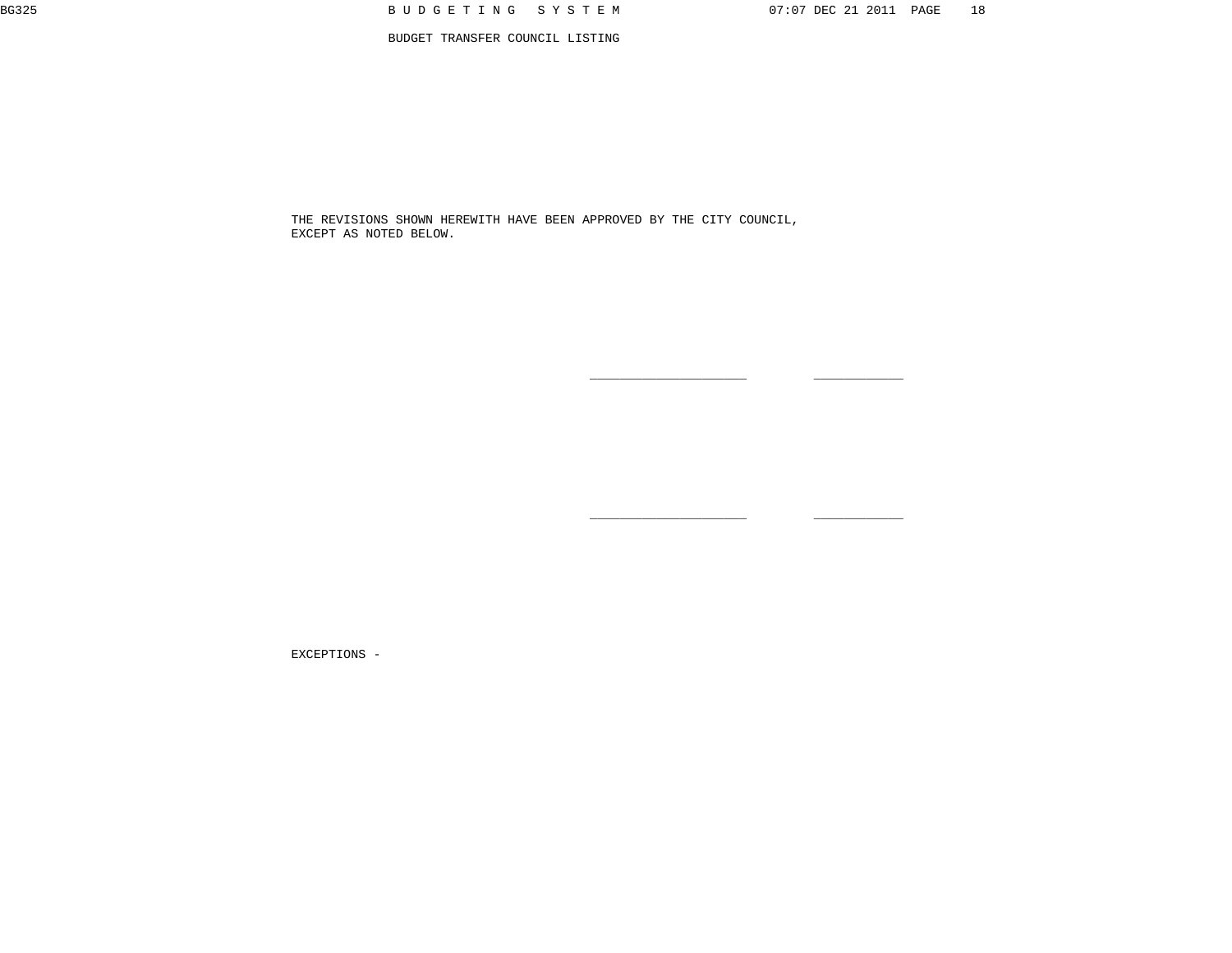BUDGET TRANSFER COUNCIL LISTING

THE REVISIONS SHOWN HEREWITH HAVE BEEN APPROVED BY THE CITY COUNCIL,
EXCEPT AS NOTED BELOW.

____________________ ____________

____________________ ____________

EXCEPTIONS -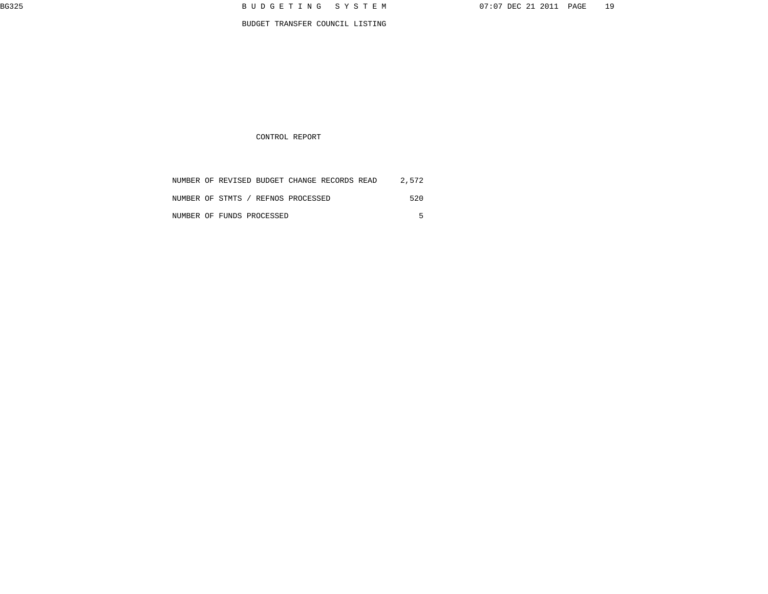## CONTROL REPORT

| | |
|---|---|
| NUMBER OF REVISED BUDGET CHANGE RECORDS READ | 2,572 |
| NUMBER OF STMTS / REFNOS PROCESSED | 520 |
| NUMBER OF FUNDS PROCESSED | 5 |